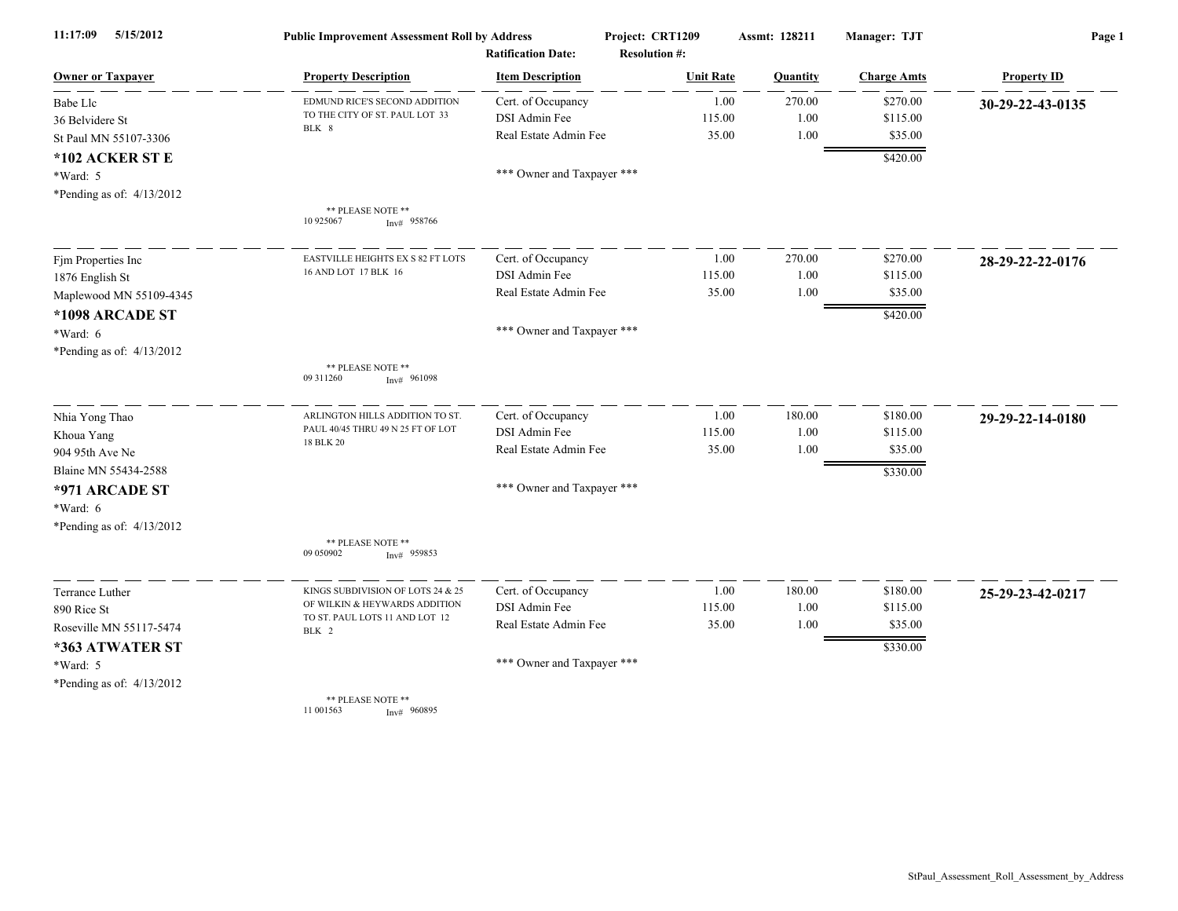11:17:09 5/15/2012 **Public Improvement Assessment Roll by Address** Project: CRT1209 Assmt: 128211 Manager: TJT

Ratification Date: Resolution #:

| Owner or Taxpayer | Property Description | Item Description | Unit Rate | Quantity | Charge Amts | Property ID |
|---|---|---|---|---|---|---|
| Babe Llc<br>36 Belvidere St<br>St Paul MN 55107-3306<br>**\*102 ACKER ST E**<br>\*Ward: 5<br>\*Pending as of: 4/13/2012 | EDMUND RICE'S SECOND ADDITION TO THE CITY OF ST. PAUL LOT 33 BLK 8<br>** PLEASE NOTE **<br>10 925067 Inv# 958766 | Cert. of Occupancy | 1.00 | 270.00 | $270.00 | **30-29-22-43-0135** |
| | | DSI Admin Fee | 115.00 | 1.00 | $115.00 | |
| | | Real Estate Admin Fee | 35.00 | 1.00 | $35.00 | |
| | | *** Owner and Taxpayer *** | | | $420.00 | |
| Fjm Properties Inc<br>1876 English St<br>Maplewood MN 55109-4345<br>**\*1098 ARCADE ST**<br>\*Ward: 6<br>\*Pending as of: 4/13/2012 | EASTVILLE HEIGHTS EX S 82 FT LOTS 16 AND LOT 17 BLK 16<br>** PLEASE NOTE **<br>09 311260 Inv# 961098 | Cert. of Occupancy | 1.00 | 270.00 | $270.00 | **28-29-22-22-0176** |
| | | DSI Admin Fee | 115.00 | 1.00 | $115.00 | |
| | | Real Estate Admin Fee | 35.00 | 1.00 | $35.00 | |
| | | *** Owner and Taxpayer *** | | | $420.00 | |
| Nhia Yong Thao<br>Khoua Yang<br>904 95th Ave Ne<br>Blaine MN 55434-2588<br>**\*971 ARCADE ST**<br>\*Ward: 6<br>\*Pending as of: 4/13/2012 | ARLINGTON HILLS ADDITION TO ST. PAUL 40/45 THRU 49 N 25 FT OF LOT 18 BLK 20<br>** PLEASE NOTE **<br>09 050902 Inv# 959853 | Cert. of Occupancy | 1.00 | 180.00 | $180.00 | **29-29-22-14-0180** |
| | | DSI Admin Fee | 115.00 | 1.00 | $115.00 | |
| | | Real Estate Admin Fee | 35.00 | 1.00 | $35.00 | |
| | | *** Owner and Taxpayer *** | | | $330.00 | |
| Terrance Luther<br>890 Rice St<br>Roseville MN 55117-5474<br>**\*363 ATWATER ST**<br>\*Ward: 5<br>\*Pending as of: 4/13/2012 | KINGS SUBDIVISION OF LOTS 24 & 25 OF WILKIN & HEYWARDS ADDITION TO ST. PAUL LOTS 11 AND LOT 12 BLK 2<br>** PLEASE NOTE **<br>11 001563 Inv# 960895 | Cert. of Occupancy | 1.00 | 180.00 | $180.00 | **25-29-23-42-0217** |
| | | DSI Admin Fee | 115.00 | 1.00 | $115.00 | |
| | | Real Estate Admin Fee | 35.00 | 1.00 | $35.00 | |
| | | *** Owner and Taxpayer *** | | | $330.00 | |

StPaul_Assessment_Roll_Assessment_by_Address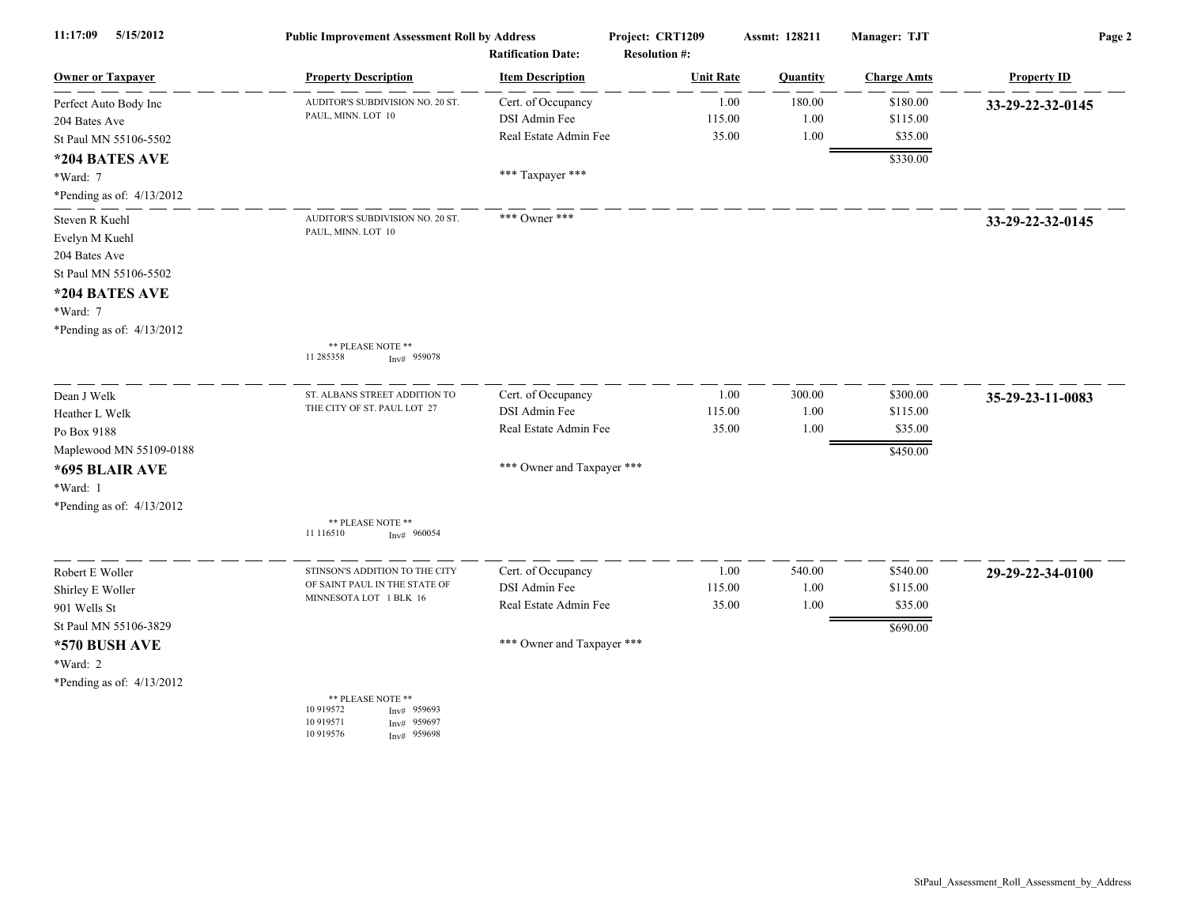11:17:09 5/15/2012 **Public Improvement Assessment Roll by Address** Project: CRT1209 Assmt: 128211 Manager: TJT

Ratification Date: Resolution #:

| Owner or Taxpayer | Property Description | Item Description | Unit Rate | Quantity | Charge Amts | Property ID |
|---|---|---|---|---|---|---|
| Perfect Auto Body Inc<br>204 Bates Ave<br>St Paul MN 55106-5502<br>**\*204 BATES AVE**<br>\*Ward: 7<br>\*Pending as of: 4/13/2012 | AUDITOR'S SUBDIVISION NO. 20 ST. PAUL, MINN. LOT 10 | Cert. of Occupancy<br>DSI Admin Fee<br>Real Estate Admin Fee<br><br>\*\*\* Taxpayer \*\*\* | 1.00<br>115.00<br>35.00 | 180.00<br>1.00<br>1.00 | $180.00<br>$115.00<br>$35.00<br>$330.00 | **33-29-22-32-0145** |
| Steven R Kuehl<br>Evelyn M Kuehl<br>204 Bates Ave<br>St Paul MN 55106-5502<br>**\*204 BATES AVE**<br>\*Ward: 7<br>\*Pending as of: 4/13/2012 | AUDITOR'S SUBDIVISION NO. 20 ST. PAUL, MINN. LOT 10<br><br>\*\* PLEASE NOTE \*\*<br>11 285358 Inv# 959078 | \*\*\* Owner \*\*\* | | | | **33-29-22-32-0145** |
| Dean J Welk<br>Heather L Welk<br>Po Box 9188<br>Maplewood MN 55109-0188<br>**\*695 BLAIR AVE**<br>\*Ward: 1<br>\*Pending as of: 4/13/2012 | ST. ALBANS STREET ADDITION TO THE CITY OF ST. PAUL LOT 27<br><br>\*\* PLEASE NOTE \*\*<br>11 116510 Inv# 960054 | Cert. of Occupancy<br>DSI Admin Fee<br>Real Estate Admin Fee<br><br>\*\*\* Owner and Taxpayer \*\*\* | 1.00<br>115.00<br>35.00 | 300.00<br>1.00<br>1.00 | $300.00<br>$115.00<br>$35.00<br>$450.00 | **35-29-23-11-0083** |
| Robert E Woller<br>Shirley E Woller<br>901 Wells St<br>St Paul MN 55106-3829<br>**\*570 BUSH AVE**<br>\*Ward: 2<br>\*Pending as of: 4/13/2012 | STINSON'S ADDITION TO THE CITY OF SAINT PAUL IN THE STATE OF MINNESOTA LOT 1 BLK 16<br><br>\*\* PLEASE NOTE \*\*<br>10 919572 Inv# 959693<br>10 919571 Inv# 959697<br>10 919576 Inv# 959698 | Cert. of Occupancy<br>DSI Admin Fee<br>Real Estate Admin Fee<br><br>\*\*\* Owner and Taxpayer \*\*\* | 1.00<br>115.00<br>35.00 | 540.00<br>1.00<br>1.00 | $540.00<br>$115.00<br>$35.00<br>$690.00 | **29-29-22-34-0100** |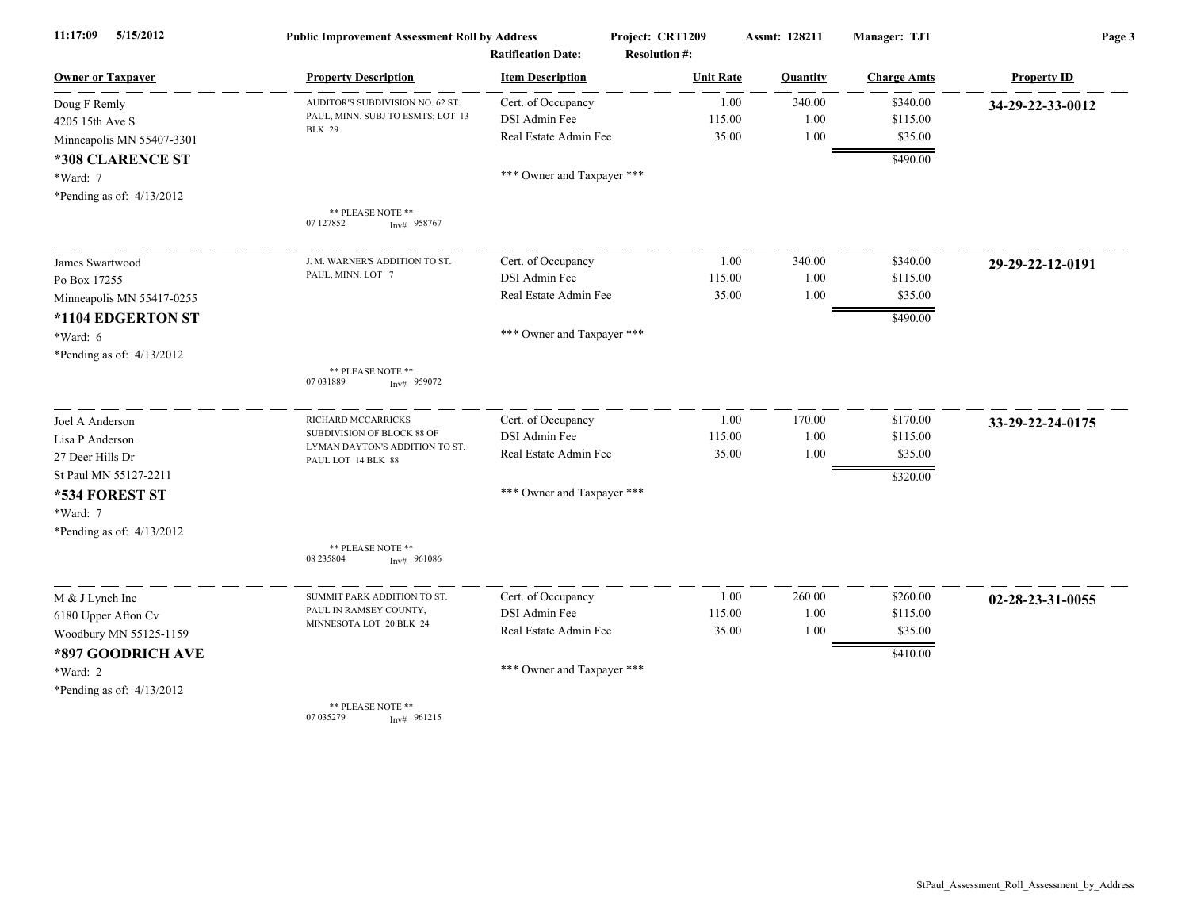**Public Improvement Assessment Roll by Address** — Project: CRT1209 — Assmt: 128211 — Manager: TJT

Ratification Date: — Resolution #:

| Owner or Taxpayer | Property Description | Item Description | Unit Rate | Quantity | Charge Amts | Property ID |
|---|---|---|---|---|---|---|
| Doug F Remly<br>4205 15th Ave S<br>Minneapolis MN 55407-3301<br>**\*308 CLARENCE ST**<br>\*Ward: 7<br>\*Pending as of: 4/13/2012 | AUDITOR'S SUBDIVISION NO. 62 ST. PAUL, MINN. SUBJ TO ESMTS; LOT 13 BLK 29<br><br>\*\* PLEASE NOTE \*\*<br>07 127852 Inv# 958767 | Cert. of Occupancy<br>DSI Admin Fee<br>Real Estate Admin Fee<br><br>\*\*\* Owner and Taxpayer \*\*\* | 1.00<br>115.00<br>35.00 | 340.00<br>1.00<br>1.00 | $340.00<br>$115.00<br>$35.00<br>$490.00 | **34-29-22-33-0012** |
| James Swartwood<br>Po Box 17255<br>Minneapolis MN 55417-0255<br>**\*1104 EDGERTON ST**<br>\*Ward: 6<br>\*Pending as of: 4/13/2012 | J. M. WARNER'S ADDITION TO ST. PAUL, MINN. LOT 7<br><br>\*\* PLEASE NOTE \*\*<br>07 031889 Inv# 959072 | Cert. of Occupancy<br>DSI Admin Fee<br>Real Estate Admin Fee<br><br>\*\*\* Owner and Taxpayer \*\*\* | 1.00<br>115.00<br>35.00 | 340.00<br>1.00<br>1.00 | $340.00<br>$115.00<br>$35.00<br>$490.00 | **29-29-22-12-0191** |
| Joel A Anderson<br>Lisa P Anderson<br>27 Deer Hills Dr<br>St Paul MN 55127-2211<br>**\*534 FOREST ST**<br>\*Ward: 7<br>\*Pending as of: 4/13/2012 | RICHARD MCCARRICKS SUBDIVISION OF BLOCK 88 OF LYMAN DAYTON'S ADDITION TO ST. PAUL LOT 14 BLK 88<br><br>\*\* PLEASE NOTE \*\*<br>08 235804 Inv# 961086 | Cert. of Occupancy<br>DSI Admin Fee<br>Real Estate Admin Fee<br><br>\*\*\* Owner and Taxpayer \*\*\* | 1.00<br>115.00<br>35.00 | 170.00<br>1.00<br>1.00 | $170.00<br>$115.00<br>$35.00<br>$320.00 | **33-29-22-24-0175** |
| M & J Lynch Inc<br>6180 Upper Afton Cv<br>Woodbury MN 55125-1159<br>**\*897 GOODRICH AVE**<br>\*Ward: 2<br>\*Pending as of: 4/13/2012 | SUMMIT PARK ADDITION TO ST. PAUL IN RAMSEY COUNTY, MINNESOTA LOT 20 BLK 24<br><br>\*\* PLEASE NOTE \*\*<br>07 035279 Inv# 961215 | Cert. of Occupancy<br>DSI Admin Fee<br>Real Estate Admin Fee<br><br>\*\*\* Owner and Taxpayer \*\*\* | 1.00<br>115.00<br>35.00 | 260.00<br>1.00<br>1.00 | $260.00<br>$115.00<br>$35.00<br>$410.00 | **02-28-23-31-0055** |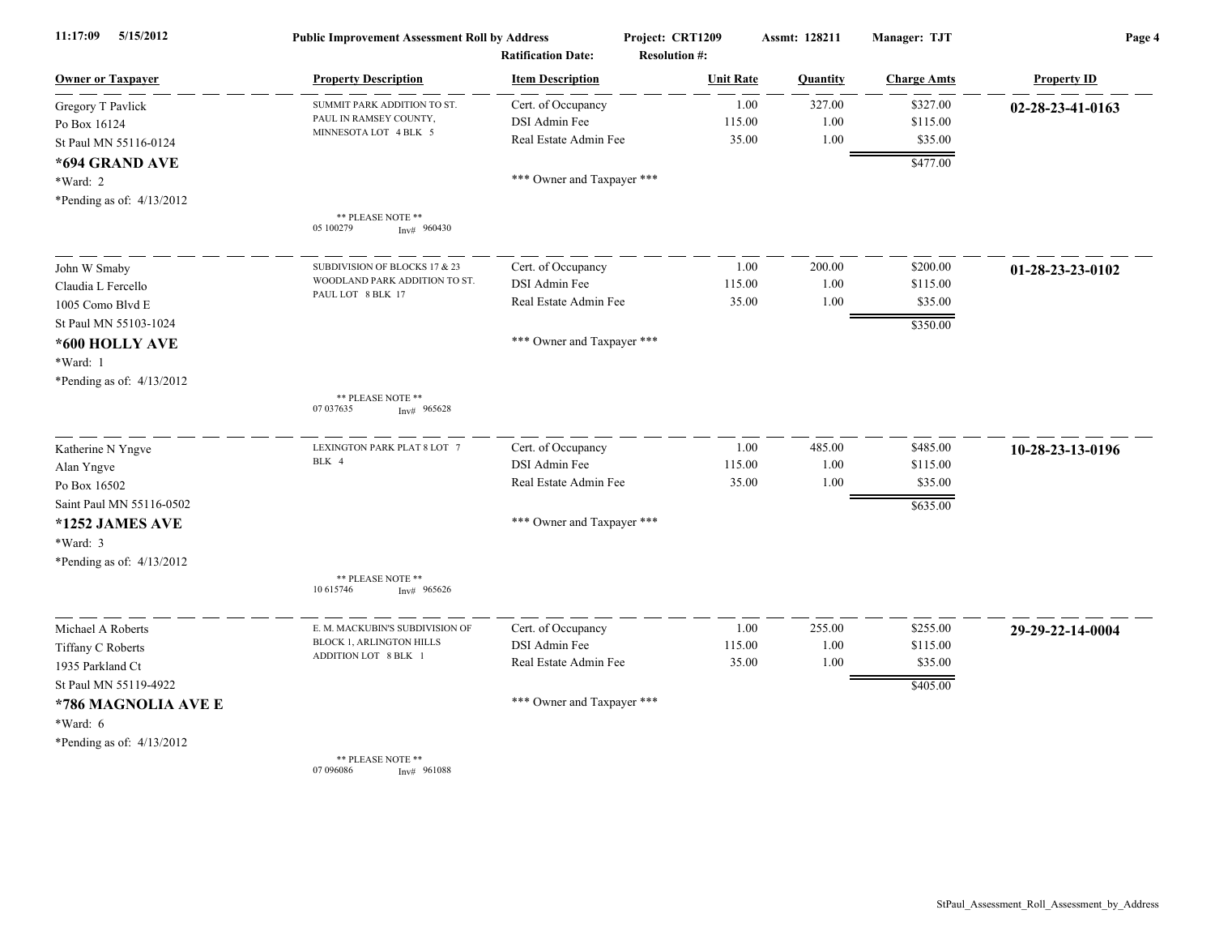**Public Improvement Assessment Roll by Address** — Project: CRT1209 — Assmt: 128211 — Manager: TJT

Ratification Date: — Resolution #:

| Owner or Taxpayer | Property Description | Item Description | Unit Rate | Quantity | Charge Amts | Property ID |
|---|---|---|---|---|---|---|
| Gregory T Pavlick<br>Po Box 16124<br>St Paul MN 55116-0124<br>**\*694 GRAND AVE**<br>\*Ward: 2<br>\*Pending as of: 4/13/2012 | SUMMIT PARK ADDITION TO ST. PAUL IN RAMSEY COUNTY, MINNESOTA LOT 4 BLK 5<br>** PLEASE NOTE **<br>05 100279 Inv# 960430 | Cert. of Occupancy<br>DSI Admin Fee<br>Real Estate Admin Fee<br>*** Owner and Taxpayer *** | 1.00<br>115.00<br>35.00 | 327.00<br>1.00<br>1.00 | $327.00<br>$115.00<br>$35.00<br>**$477.00** | **02-28-23-41-0163** |
| John W Smaby<br>Claudia L Fercello<br>1005 Como Blvd E<br>St Paul MN 55103-1024<br>**\*600 HOLLY AVE**<br>\*Ward: 1<br>\*Pending as of: 4/13/2012 | SUBDIVISION OF BLOCKS 17 & 23 WOODLAND PARK ADDITION TO ST. PAUL LOT 8 BLK 17<br>** PLEASE NOTE **<br>07 037635 Inv# 965628 | Cert. of Occupancy<br>DSI Admin Fee<br>Real Estate Admin Fee<br>*** Owner and Taxpayer *** | 1.00<br>115.00<br>35.00 | 200.00<br>1.00<br>1.00 | $200.00<br>$115.00<br>$35.00<br>**$350.00** | **01-28-23-23-0102** |
| Katherine N Yngve<br>Alan Yngve<br>Po Box 16502<br>Saint Paul MN 55116-0502<br>**\*1252 JAMES AVE**<br>\*Ward: 3<br>\*Pending as of: 4/13/2012 | LEXINGTON PARK PLAT 8 LOT 7 BLK 4<br>** PLEASE NOTE **<br>10 615746 Inv# 965626 | Cert. of Occupancy<br>DSI Admin Fee<br>Real Estate Admin Fee<br>*** Owner and Taxpayer *** | 1.00<br>115.00<br>35.00 | 485.00<br>1.00<br>1.00 | $485.00<br>$115.00<br>$35.00<br>**$635.00** | **10-28-23-13-0196** |
| Michael A Roberts<br>Tiffany C Roberts<br>1935 Parkland Ct<br>St Paul MN 55119-4922<br>**\*786 MAGNOLIA AVE E**<br>\*Ward: 6<br>\*Pending as of: 4/13/2012 | E. M. MACKUBIN'S SUBDIVISION OF BLOCK 1, ARLINGTON HILLS ADDITION LOT 8 BLK 1<br>** PLEASE NOTE **<br>07 096086 Inv# 961088 | Cert. of Occupancy<br>DSI Admin Fee<br>Real Estate Admin Fee<br>*** Owner and Taxpayer *** | 1.00<br>115.00<br>35.00 | 255.00<br>1.00<br>1.00 | $255.00<br>$115.00<br>$35.00<br>**$405.00** | **29-29-22-14-0004** |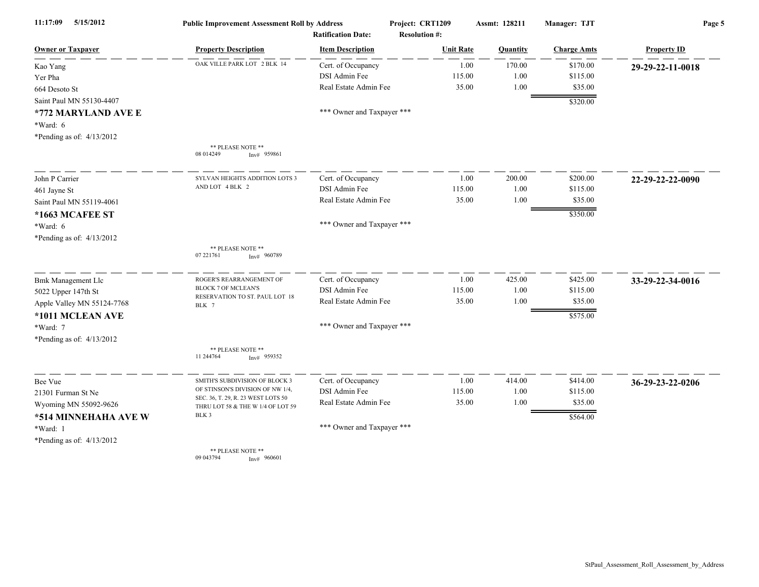**Public Improvement Assessment Roll by Address** — Project: CRT1209 — Assmt: 128211 — Manager: TJT

Ratification Date: — Resolution #:

| Owner or Taxpayer | Property Description | Item Description | Unit Rate | Quantity | Charge Amts | Property ID |
|---|---|---|---|---|---|---|
| Kao Yang<br>Yer Pha<br>664 Desoto St<br>Saint Paul MN 55130-4407<br>**\*772 MARYLAND AVE E**<br>\*Ward: 6<br>\*Pending as of: 4/13/2012 | OAK VILLE PARK LOT 2 BLK 14<br><br>** PLEASE NOTE **<br>08 014249 Inv# 959861 | Cert. of Occupancy<br>DSI Admin Fee<br>Real Estate Admin Fee<br><br>\*\*\* Owner and Taxpayer \*\*\* | 1.00<br>115.00<br>35.00 | 170.00<br>1.00<br>1.00 | \$170.00<br>\$115.00<br>\$35.00<br>\$320.00 | **29-29-22-11-0018** |
| John P Carrier<br>461 Jayne St<br>Saint Paul MN 55119-4061<br>**\*1663 MCAFEE ST**<br>\*Ward: 6<br>\*Pending as of: 4/13/2012 | SYLVAN HEIGHTS ADDITION LOTS 3 AND LOT 4 BLK 2<br><br>** PLEASE NOTE **<br>07 221761 Inv# 960789 | Cert. of Occupancy<br>DSI Admin Fee<br>Real Estate Admin Fee<br><br>\*\*\* Owner and Taxpayer \*\*\* | 1.00<br>115.00<br>35.00 | 200.00<br>1.00<br>1.00 | \$200.00<br>\$115.00<br>\$35.00<br>\$350.00 | **22-29-22-22-0090** |
| Bmk Management Llc<br>5022 Upper 147th St<br>Apple Valley MN 55124-7768<br>**\*1011 MCLEAN AVE**<br>\*Ward: 7<br>\*Pending as of: 4/13/2012 | ROGER'S REARRANGEMENT OF BLOCK 7 OF MCLEAN'S RESERVATION TO ST. PAUL LOT 18 BLK 7<br><br>** PLEASE NOTE **<br>11 244764 Inv# 959352 | Cert. of Occupancy<br>DSI Admin Fee<br>Real Estate Admin Fee<br><br>\*\*\* Owner and Taxpayer \*\*\* | 1.00<br>115.00<br>35.00 | 425.00<br>1.00<br>1.00 | \$425.00<br>\$115.00<br>\$35.00<br>\$575.00 | **33-29-22-34-0016** |
| Bee Vue<br>21301 Furman St Ne<br>Wyoming MN 55092-9626<br>**\*514 MINNEHAHA AVE W**<br>\*Ward: 1<br>\*Pending as of: 4/13/2012 | SMITH'S SUBDIVISION OF BLOCK 3 OF STINSON'S DIVISION OF NW 1/4, SEC. 36, T. 29, R. 23 WEST LOTS 50 THRU LOT 58 & THE W 1/4 OF LOT 59 BLK 3<br><br>** PLEASE NOTE **<br>09 043794 Inv# 960601 | Cert. of Occupancy<br>DSI Admin Fee<br>Real Estate Admin Fee<br><br>\*\*\* Owner and Taxpayer \*\*\* | 1.00<br>115.00<br>35.00 | 414.00<br>1.00<br>1.00 | \$414.00<br>\$115.00<br>\$35.00<br>\$564.00 | **36-29-23-22-0206** |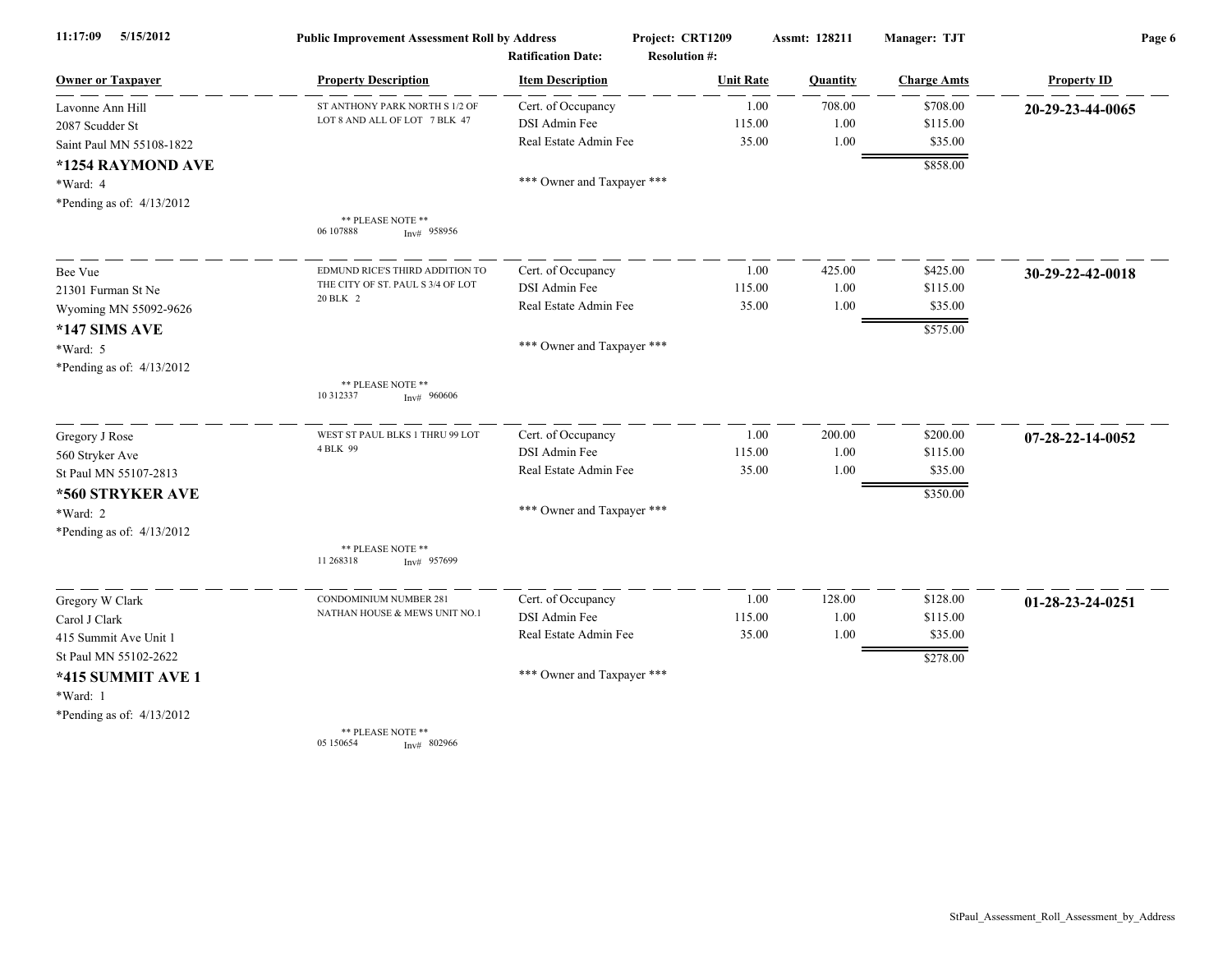11:17:09 5/15/2012

**Public Improvement Assessment Roll by Address** Project: CRT1209 Assmt: 128211 Manager: TJT

Ratification Date: Resolution #:

| Owner or Taxpayer | Property Description | Item Description | Unit Rate | Quantity | Charge Amts | Property ID |
|---|---|---|---|---|---|---|
| Lavonne Ann Hill<br>2087 Scudder St<br>Saint Paul MN 55108-1822<br>**\*1254 RAYMOND AVE**<br>\*Ward: 4<br>\*Pending as of: 4/13/2012 | ST ANTHONY PARK NORTH S 1/2 OF LOT 8 AND ALL OF LOT 7 BLK 47<br>** PLEASE NOTE **<br>06 107888 Inv# 958956 | Cert. of Occupancy<br>DSI Admin Fee<br>Real Estate Admin Fee<br>*** Owner and Taxpayer *** | 1.00<br>115.00<br>35.00 | 708.00<br>1.00<br>1.00 | $708.00<br>$115.00<br>$35.00<br>$858.00 | **20-29-23-44-0065** |
| Bee Vue<br>21301 Furman St Ne<br>Wyoming MN 55092-9626<br>**\*147 SIMS AVE**<br>\*Ward: 5<br>\*Pending as of: 4/13/2012 | EDMUND RICE'S THIRD ADDITION TO THE CITY OF ST. PAUL S 3/4 OF LOT 20 BLK 2<br>** PLEASE NOTE **<br>10 312337 Inv# 960606 | Cert. of Occupancy<br>DSI Admin Fee<br>Real Estate Admin Fee<br>*** Owner and Taxpayer *** | 1.00<br>115.00<br>35.00 | 425.00<br>1.00<br>1.00 | $425.00<br>$115.00<br>$35.00<br>$575.00 | **30-29-22-42-0018** |
| Gregory J Rose<br>560 Stryker Ave<br>St Paul MN 55107-2813<br>**\*560 STRYKER AVE**<br>\*Ward: 2<br>\*Pending as of: 4/13/2012 | WEST ST PAUL BLKS 1 THRU 99 LOT 4 BLK 99<br>** PLEASE NOTE **<br>11 268318 Inv# 957699 | Cert. of Occupancy<br>DSI Admin Fee<br>Real Estate Admin Fee<br>*** Owner and Taxpayer *** | 1.00<br>115.00<br>35.00 | 200.00<br>1.00<br>1.00 | $200.00<br>$115.00<br>$35.00<br>$350.00 | **07-28-22-14-0052** |
| Gregory W Clark<br>Carol J Clark<br>415 Summit Ave Unit 1<br>St Paul MN 55102-2622<br>**\*415 SUMMIT AVE 1**<br>\*Ward: 1<br>\*Pending as of: 4/13/2012 | CONDOMINIUM NUMBER 281 NATHAN HOUSE & MEWS UNIT NO.1<br>** PLEASE NOTE **<br>05 150654 Inv# 802966 | Cert. of Occupancy<br>DSI Admin Fee<br>Real Estate Admin Fee<br>*** Owner and Taxpayer *** | 1.00<br>115.00<br>35.00 | 128.00<br>1.00<br>1.00 | $128.00<br>$115.00<br>$35.00<br>$278.00 | **01-28-23-24-0251** |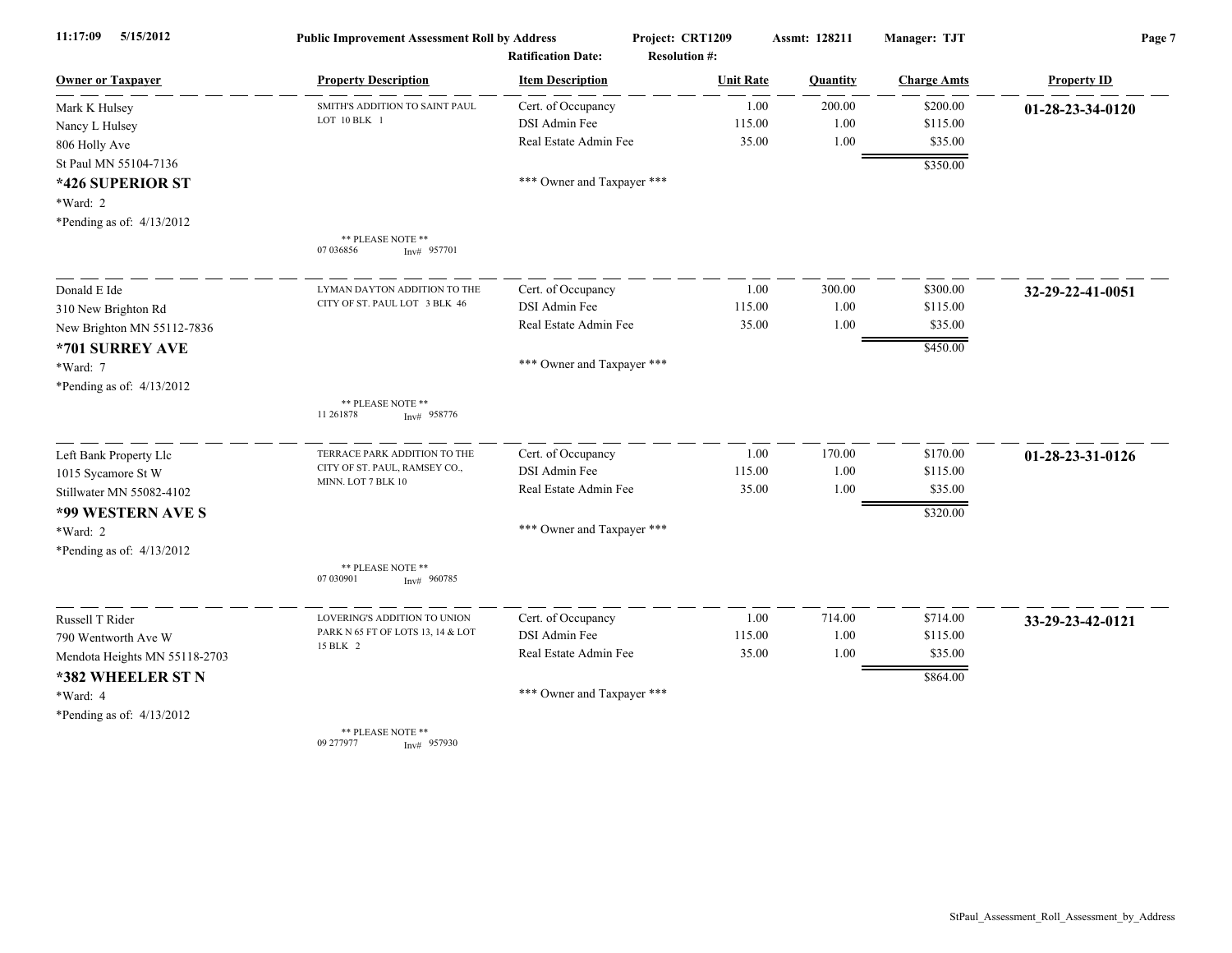**Public Improvement Assessment Roll by Address** | Project: CRT1209 | Assmt: 128211 | Manager: TJT

Ratification Date: | Resolution #:

| Owner or Taxpayer | Property Description | Item Description | Unit Rate | Quantity | Charge Amts | Property ID |
|---|---|---|---|---|---|---|
| Mark K Hulsey<br>Nancy L Hulsey<br>806 Holly Ave<br>St Paul MN 55104-7136<br>**\*426 SUPERIOR ST**<br>\*Ward: 2<br>\*Pending as of: 4/13/2012 | SMITH'S ADDITION TO SAINT PAUL LOT 10 BLK 1<br>** PLEASE NOTE **<br>07 036856 Inv# 957701 | Cert. of Occupancy<br>DSI Admin Fee<br>Real Estate Admin Fee<br>*** Owner and Taxpayer *** | 1.00<br>115.00<br>35.00 | 200.00<br>1.00<br>1.00 | $200.00<br>$115.00<br>$35.00<br>$350.00 | **01-28-23-34-0120** |
| Donald E Ide<br>310 New Brighton Rd<br>New Brighton MN 55112-7836<br>**\*701 SURREY AVE**<br>\*Ward: 7<br>\*Pending as of: 4/13/2012 | LYMAN DAYTON ADDITION TO THE CITY OF ST. PAUL LOT 3 BLK 46<br>** PLEASE NOTE **<br>11 261878 Inv# 958776 | Cert. of Occupancy<br>DSI Admin Fee<br>Real Estate Admin Fee<br>*** Owner and Taxpayer *** | 1.00<br>115.00<br>35.00 | 300.00<br>1.00<br>1.00 | $300.00<br>$115.00<br>$35.00<br>$450.00 | **32-29-22-41-0051** |
| Left Bank Property Llc<br>1015 Sycamore St W<br>Stillwater MN 55082-4102<br>**\*99 WESTERN AVE S**<br>\*Ward: 2<br>\*Pending as of: 4/13/2012 | TERRACE PARK ADDITION TO THE CITY OF ST. PAUL, RAMSEY CO., MINN. LOT 7 BLK 10<br>** PLEASE NOTE **<br>07 030901 Inv# 960785 | Cert. of Occupancy<br>DSI Admin Fee<br>Real Estate Admin Fee<br>*** Owner and Taxpayer *** | 1.00<br>115.00<br>35.00 | 170.00<br>1.00<br>1.00 | $170.00<br>$115.00<br>$35.00<br>$320.00 | **01-28-23-31-0126** |
| Russell T Rider<br>790 Wentworth Ave W<br>Mendota Heights MN 55118-2703<br>**\*382 WHEELER ST N**<br>\*Ward: 4<br>\*Pending as of: 4/13/2012 | LOVERING'S ADDITION TO UNION PARK N 65 FT OF LOTS 13, 14 & LOT 15 BLK 2<br>** PLEASE NOTE **<br>09 277977 Inv# 957930 | Cert. of Occupancy<br>DSI Admin Fee<br>Real Estate Admin Fee<br>*** Owner and Taxpayer *** | 1.00<br>115.00<br>35.00 | 714.00<br>1.00<br>1.00 | $714.00<br>$115.00<br>$35.00<br>$864.00 | **33-29-23-42-0121** |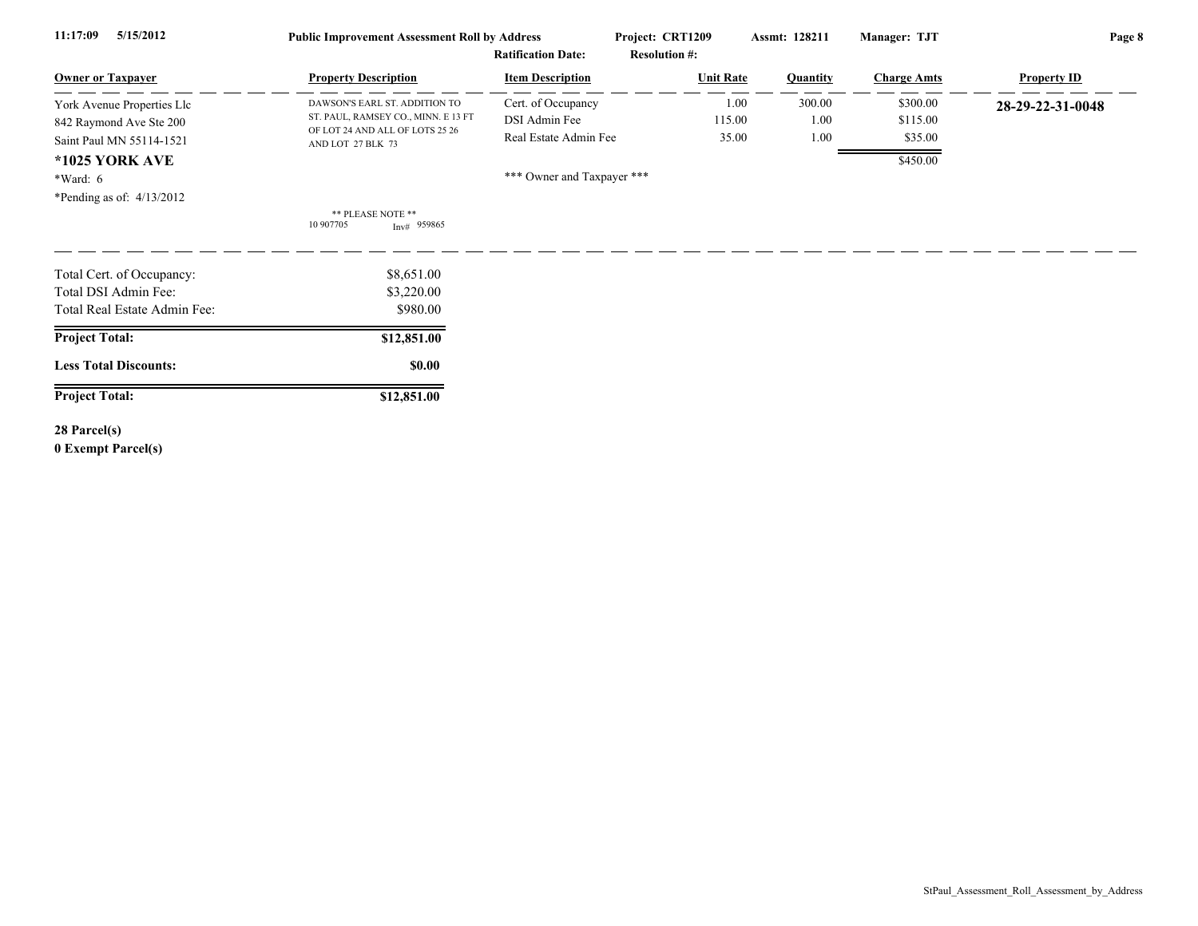| Owner or Taxpayer | Property Description | Item Description | Unit Rate | Quantity | Charge Amts | Property ID |
|---|---|---|---|---|---|---|
| York Avenue Properties Llc<br>842 Raymond Ave Ste 200<br>Saint Paul MN 55114-1521<br>**\*1025 YORK AVE**<br>\*Ward: 6<br>\*Pending as of: 4/13/2012 | DAWSON'S EARL ST. ADDITION TO ST. PAUL, RAMSEY CO., MINN. E 13 FT OF LOT 24 AND ALL OF LOTS 25 26 AND LOT 27 BLK 73<br><br>\*\* PLEASE NOTE \*\*<br>10 907705 Inv# 959865 | Cert. of Occupancy<br>DSI Admin Fee<br>Real Estate Admin Fee<br><br>\*\*\* Owner and Taxpayer \*\*\* | 1.00<br>115.00<br>35.00 | 300.00<br>1.00<br>1.00 | \$300.00<br>\$115.00<br>\$35.00<br><br>\$450.00 | **28-29-22-31-0048** |

| | |
|---|---|
| Total Cert. of Occupancy: | \$8,651.00 |
| Total DSI Admin Fee: | \$3,220.00 |
| Total Real Estate Admin Fee: | \$980.00 |
| **Project Total:** | **\$12,851.00** |
| **Less Total Discounts:** | **\$0.00** |
| **Project Total:** | **\$12,851.00** |

**28 Parcel(s)**

**0 Exempt Parcel(s)**